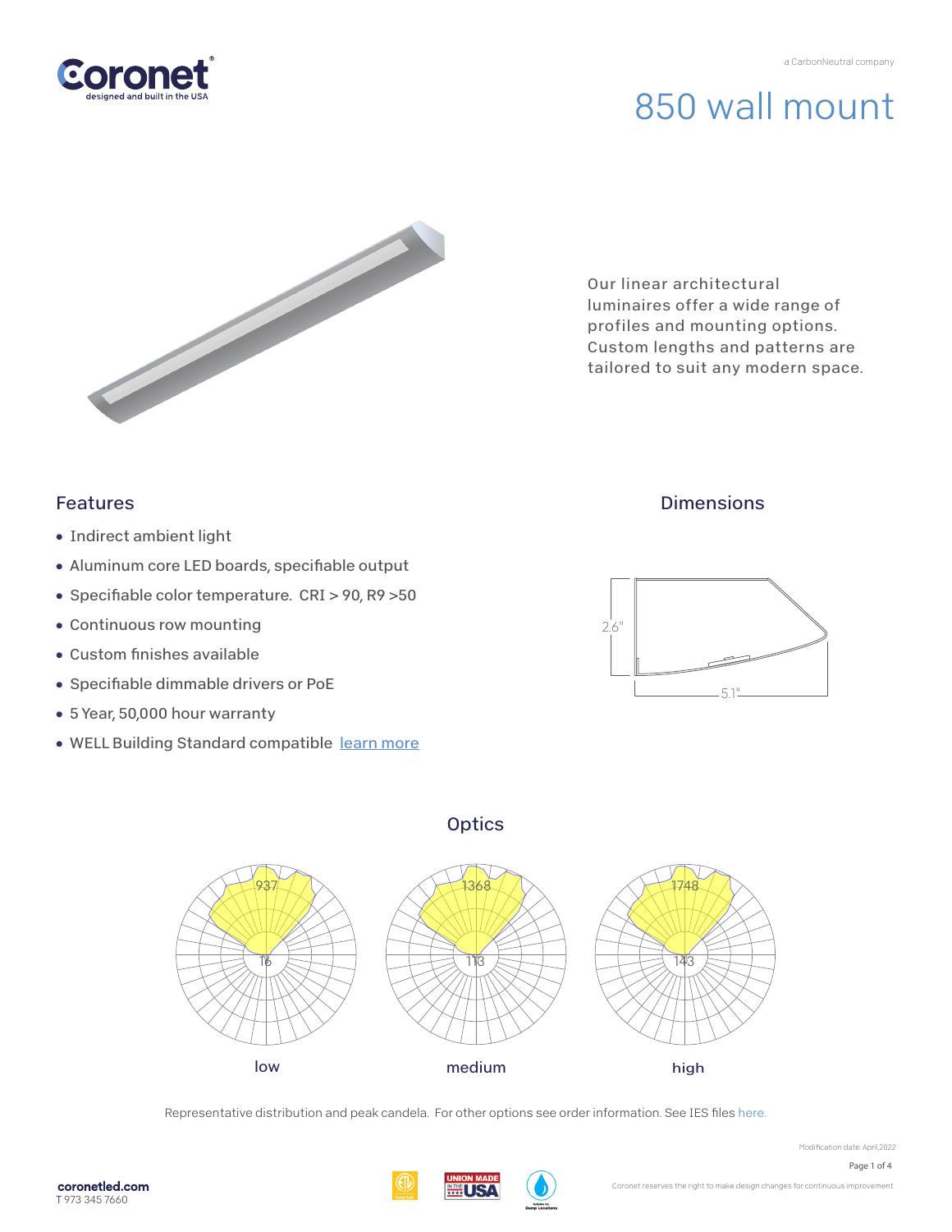Coronet
designed and built in the USA

a CarbonNeutral company

# 850 wall mount

Our linear architectural luminaires offer a wide range of profiles and mounting options. Custom lengths and patterns are tailored to suit any modern space.

## Features

- Indirect ambient light
- Aluminum core LED boards, specifiable output
- Specifiable color temperature. CRI > 90, R9 >50
- Continuous row mounting
- Custom finishes available
- Specifiable dimmable drivers or PoE
- 5 Year, 50,000 hour warranty
- WELL Building Standard compatible [learn more]

## Dimensions

2.6"

5.1"

## Optics

| low | medium | high |
| --- | --- | --- |
| 937 / 16 | 1368 / 113 | 1748 / 143 |

Representative distribution and peak candela. For other options see order information. See IES files here.

Modification date: April,2022

coronetled.com
T 973 345 7660

Coronet reserves the right to make design changes for continuous improvement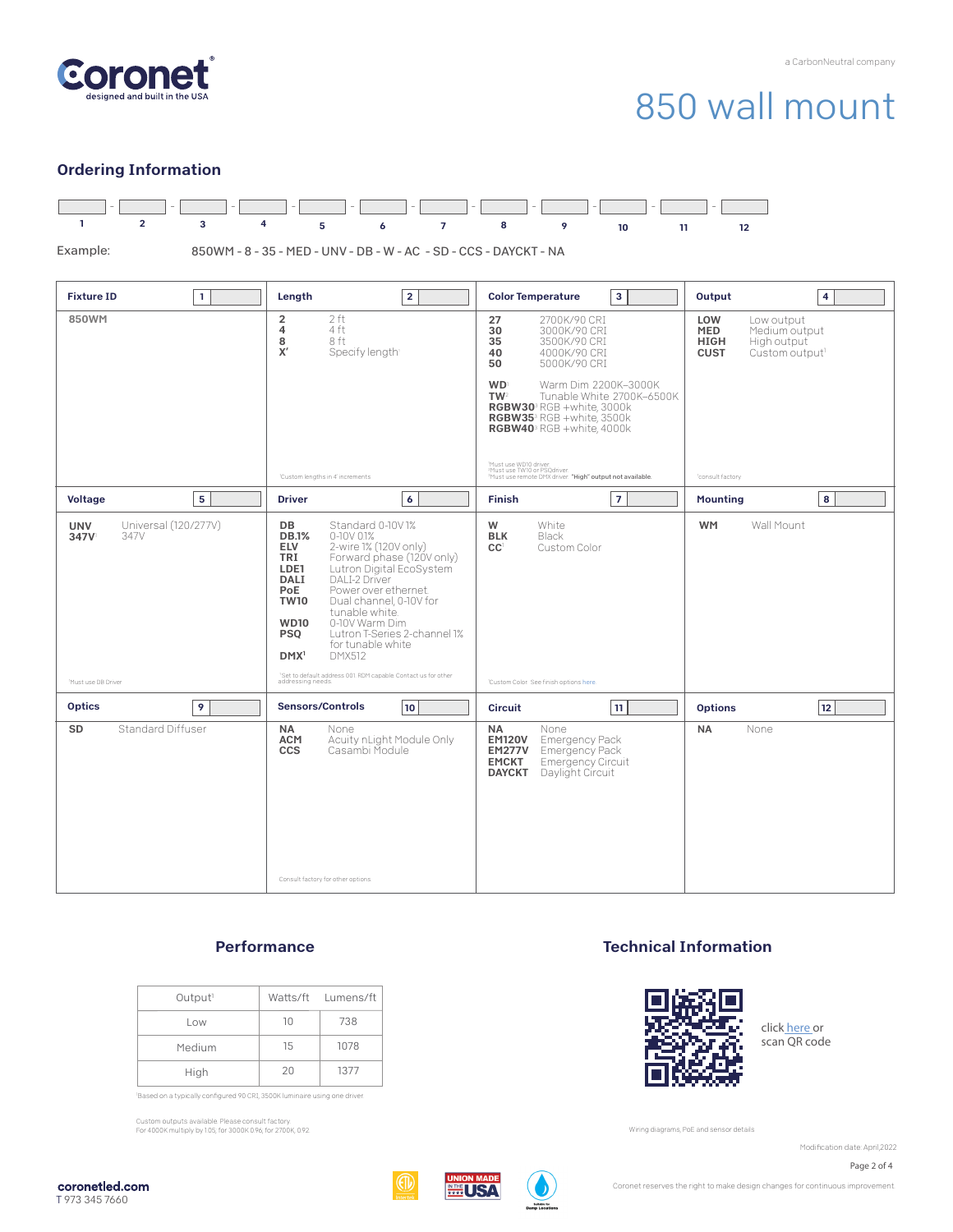# 850 wall mount

a CarbonNeutral company

## Ordering Information

| 1 | 2 | 3 | 4 | 5 | 6 | 7 | 8 | 9 | 10 | 11 | 12 |
|---|---|---|---|---|---|---|---|---|---|---|---|
| | | | | | | | | | | | |

Example: 850WM - 8 - 35 - MED - UNV - DB - W - AC - SD - CCS - DAYCKT - NA

### Fixture ID [1]

**850WM**

### Length [2]

- **2** — 2 ft
- **4** — 4 ft
- **8** — 8 ft
- **X'** — Specify length[1]

[1]Custom lengths in 4' increments

### Color Temperature [3]

- **27** — 2700K/90 CRI
- **30** — 3000K/90 CRI
- **35** — 3500K/90 CRI
- **40** — 4000K/90 CRI
- **50** — 5000K/90 CRI

- **WD**[1] — Warm Dim 2200K–3000K
- **TW**[2] — Tunable White 2700K–6500K
- **RGBW30**[3] RGB +white, 3000k
- **RGBW35**[3] RGB +white, 3500k
- **RGBW40**[3] RGB +white, 4000k

[1]Must use WD10 driver.
[2]Must use TW10 or PSQ driver.
[3]Must use remote DMX driver. **"High" output not available.**

### Output [4]

- **LOW** — Low output
- **MED** — Medium output
- **HIGH** — High output
- **CUST** — Custom output[1]

[1]consult factory

### Voltage [5]

- **UNV** — Universal (120/277V)
- **347V**[1] — 347V

[1]Must use DB Driver

### Driver [6]

- **DB** — Standard 0-10V 1%
- **DB.1%** — 0-10V 0.1%
- **ELV** — 2-wire 1% (120V only)
- **TRI** — Forward phase (120V only)
- **LDE1** — Lutron Digital EcoSystem
- **DALI** — DALI-2 Driver
- **PoE** — Power over ethernet
- **TW10** — Dual channel, 0-10V for tunable white
- **WD10** — 0-10V Warm Dim
- **PSQ** — Lutron T-Series 2-channel 1% for tunable white
- **DMX**[1] — DMX512

[1]Set to default address 001. RDM capable. Contact us for other addressing needs.

### Finish [7]

- **W** — White
- **BLK** — Black
- **CC**[1] — Custom Color

[1]Custom Color. See finish options here

### Mounting [8]

- **WM** — Wall Mount

### Optics [9]

- **SD** — Standard Diffuser

### Sensors/Controls [10]

- **NA** — None
- **ACM** — Acuity nLight Module Only
- **CCS** — Casambi Module

Consult factory for other options

### Circuit [11]

- **NA** — None
- **EM120V** — Emergency Pack
- **EM277V** — Emergency Pack
- **EMCKT** — Emergency Circuit
- **DAYCKT** — Daylight Circuit

### Options [12]

- **NA** — None

## Performance

| Output[1] | Watts/ft | Lumens/ft |
|---|---|---|
| Low | 10 | 738 |
| Medium | 15 | 1078 |
| High | 20 | 1377 |

[1]Based on a typically configured 90 CRI, 3500K luminaire using one driver.

Custom outputs available. Please consult factory.
For 4000K multiply by 1.05; for 3000K 0.96; for 2700K, 0.92.

## Technical Information

click here or scan QR code

Wiring diagrams, PoE and sensor details

Modification date: April,2022

Coronet reserves the right to make design changes for continuous improvement.

coronetled.com
T 973 345 7660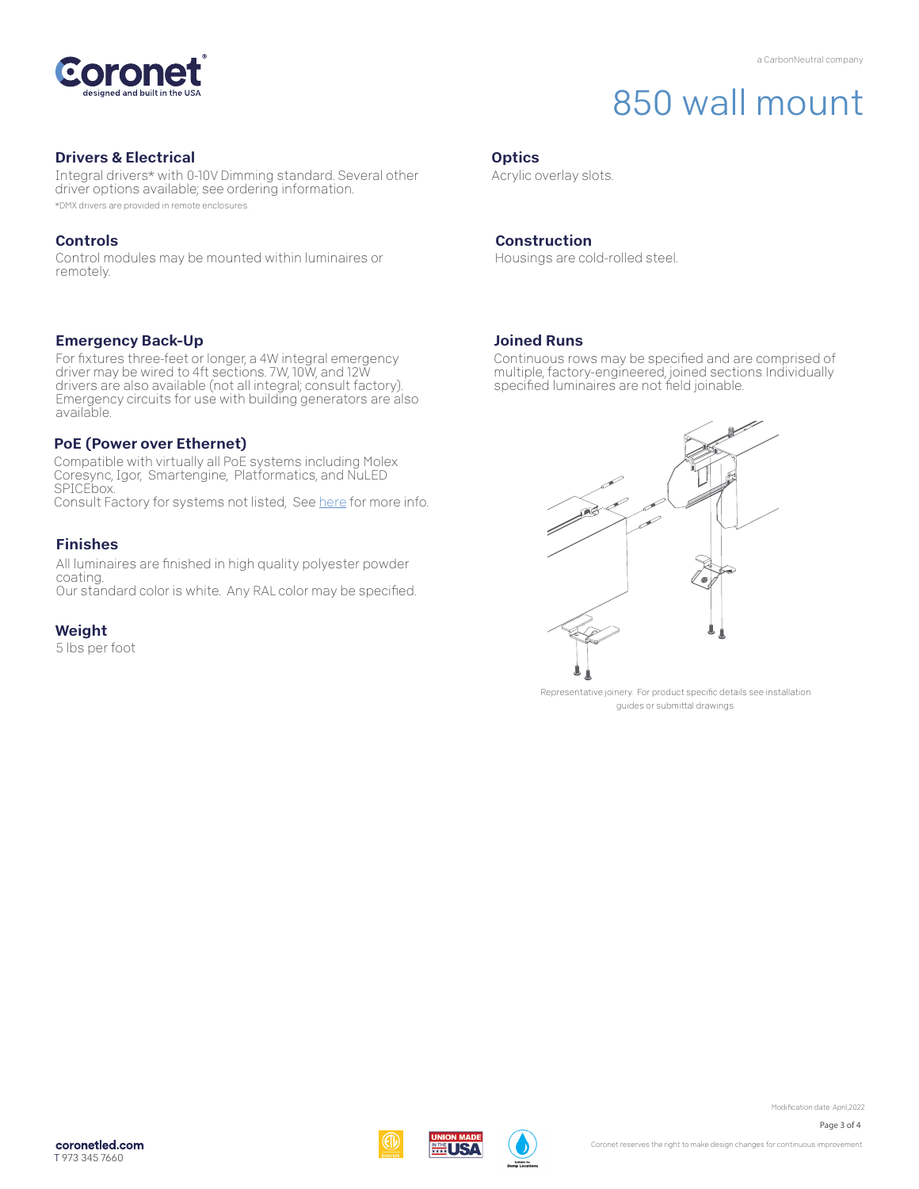# 850 wall mount

## Drivers & Electrical

Integral drivers* with 0-10V Dimming standard. Several other driver options available; see ordering information.

*DMX drivers are provided in remote enclosures.

## Controls

Control modules may be mounted within luminaires or remotely.

## Emergency Back-Up

For fixtures three-feet or longer, a 4W integral emergency driver may be wired to 4ft sections. 7W, 10W, and 12W drivers are also available (not all integral; consult factory). Emergency circuits for use with building generators are also available.

## PoE (Power over Ethernet)

Compatible with virtually all PoE systems including Molex Coresync, Igor, Smartengine, Platformatics, and NuLED SPICEbox.
Consult Factory for systems not listed, See here for more info.

## Finishes

All luminaires are finished in high quality polyester powder coating.
Our standard color is white. Any RAL color may be specified.

## Weight

5 lbs per foot

## Optics

Acrylic overlay slots.

## Construction

Housings are cold-rolled steel.

## Joined Runs

Continuous rows may be specified and are comprised of multiple, factory-engineered, joined sections. Individually specified luminaires are not field joinable.

Representative joinery. For product specific details see installation guides or submittal drawings.

Modification date: April,2022

coronetled.com
T 973 345 7660

Coronet reserves the right to make design changes for continuous improvement.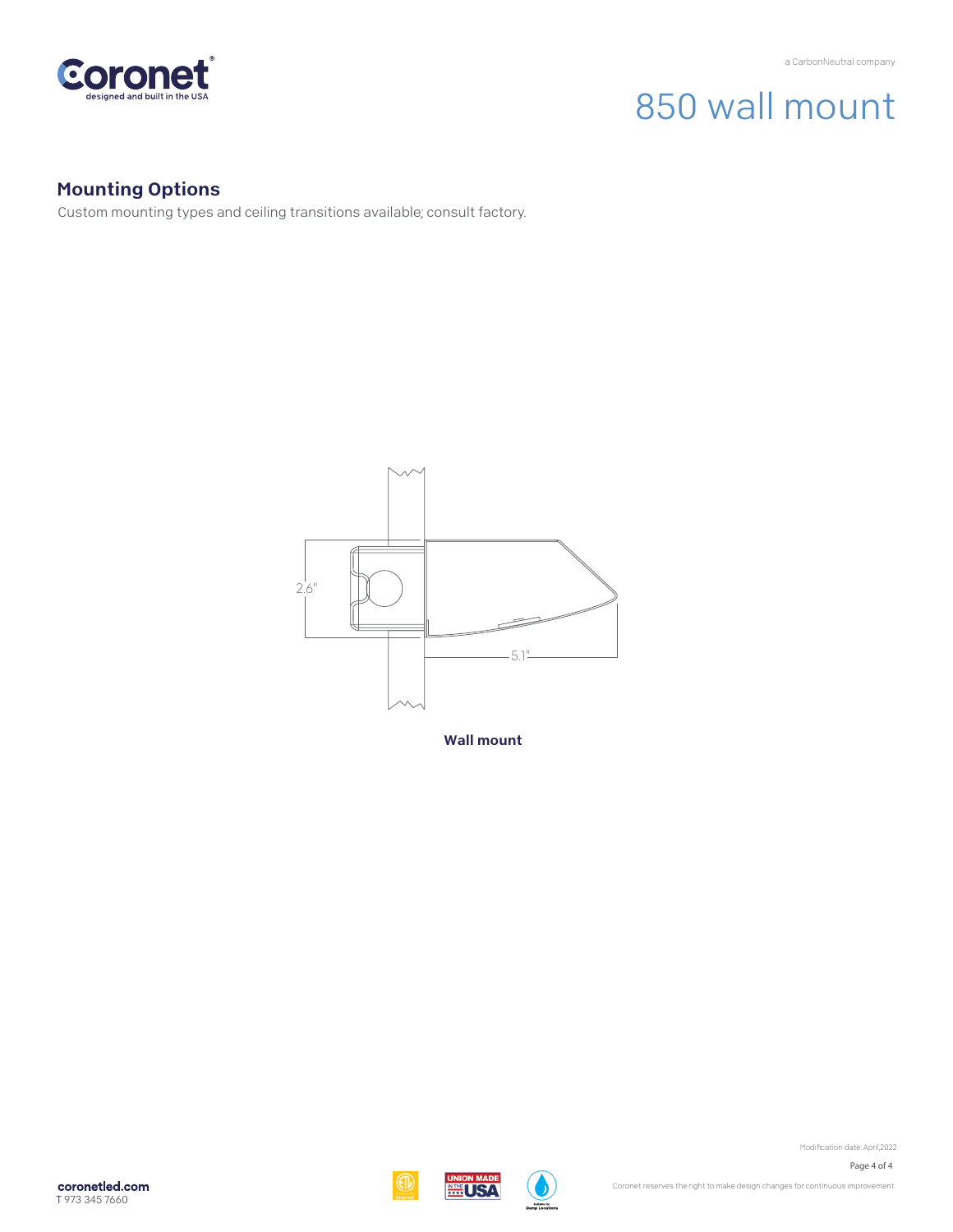# 850 wall mount

## Mounting Options

Custom mounting types and ceiling transitions available; consult factory.

2.6"

5.1"

**Wall mount**

Modification date: April,2022

coronetled.com
T 973 345 7660

Coronet reserves the right to make design changes for continuous improvement.